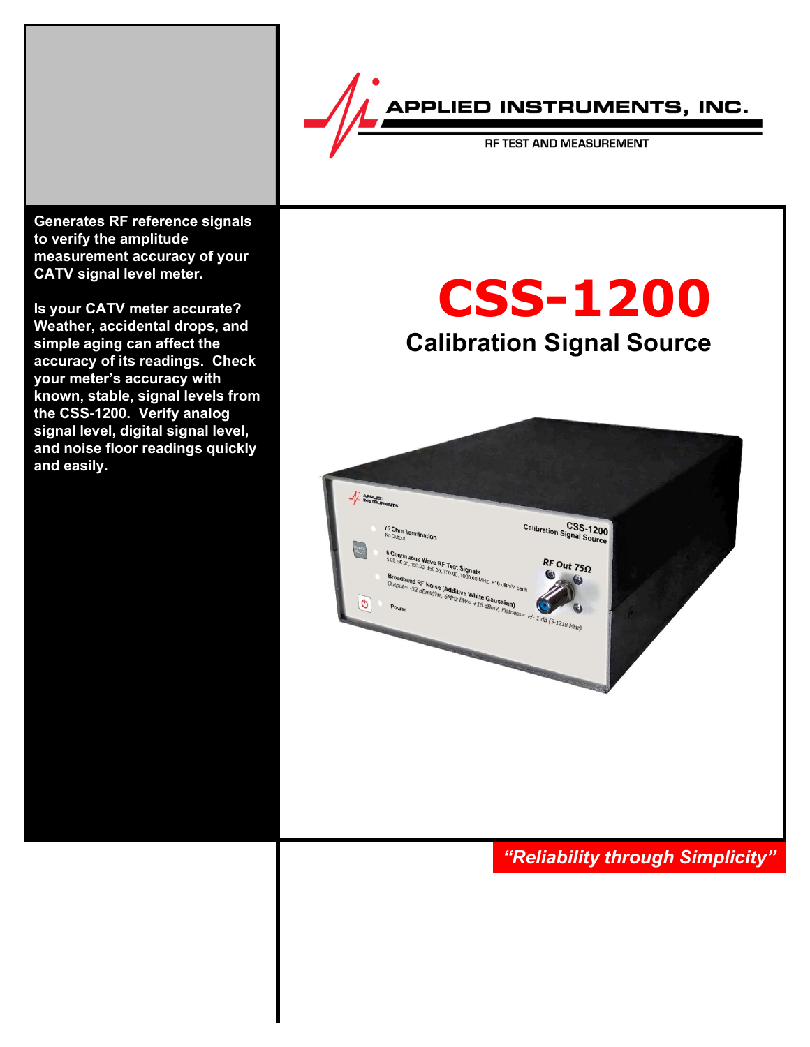APPLIED INSTRUMENTS, INC.

RF TEST AND MEASUREMENT

**Generates RF reference signals to verify the amplitude measurement accuracy of your CATV signal level meter.**

**Is your CATV meter accurate? Weather, accidental drops, and simple aging can affect the accuracy of its readings. Check your meter's accuracy with known, stable, signal levels from the CSS-1200. Verify analog signal level, digital signal level, and noise floor readings quickly and easily.**

# CSS-1200

## Calibration Signal Source

***"Reliability through Simplicity"***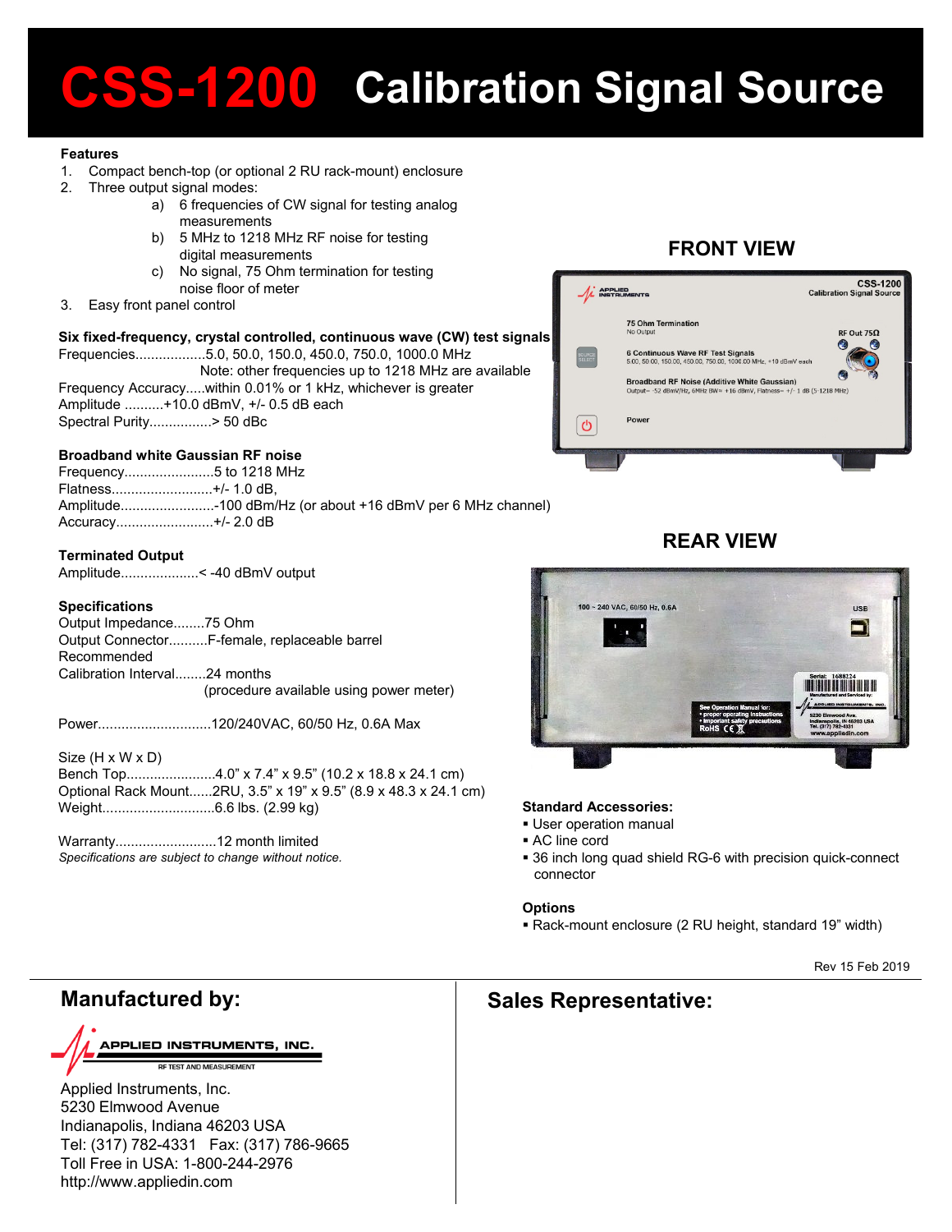# CSS-1200 Calibration Signal Source

**Features**

1. Compact bench-top (or optional 2 RU rack-mount) enclosure
2. Three output signal modes:
   a) 6 frequencies of CW signal for testing analog measurements
   b) 5 MHz to 1218 MHz RF noise for testing digital measurements
   c) No signal, 75 Ohm termination for testing noise floor of meter
3. Easy front panel control

**Six fixed-frequency, crystal controlled, continuous wave (CW) test signals**

Frequencies..................5.0, 50.0, 150.0, 450.0, 750.0, 1000.0 MHz
Note: other frequencies up to 1218 MHz are available
Frequency Accuracy.....within 0.01% or 1 kHz, whichever is greater
Amplitude ..........+10.0 dBmV, +/- 0.5 dB each
Spectral Purity................> 50 dBc

**Broadband white Gaussian RF noise**

Frequency.......................5 to 1218 MHz
Flatness..........................+/- 1.0 dB,
Amplitude........................-100 dBm/Hz (or about +16 dBmV per 6 MHz channel)
Accuracy.........................+/- 2.0 dB

**Terminated Output**

Amplitude....................< -40 dBmV output

**Specifications**

Output Impedance........75 Ohm
Output Connector..........F-female, replaceable barrel
Recommended
Calibration Interval........24 months
(procedure available using power meter)

Power.............................120/240VAC, 60/50 Hz, 0.6A Max

Size (H x W x D)
Bench Top.......................4.0" x 7.4" x 9.5" (10.2 x 18.8 x 24.1 cm)
Optional Rack Mount......2RU, 3.5" x 19" x 9.5" (8.9 x 48.3 x 24.1 cm)
Weight.............................6.6 lbs. (2.99 kg)

Warranty..........................12 month limited
*Specifications are subject to change without notice.*

## FRONT VIEW

## REAR VIEW

**Standard Accessories:**

- User operation manual
- AC line cord
- 36 inch long quad shield RG-6 with precision quick-connect connector

**Options**

- Rack-mount enclosure (2 RU height, standard 19" width)

Rev 15 Feb 2019

## Manufactured by:

APPLIED INSTRUMENTS, INC.
RF TEST AND MEASUREMENT

Applied Instruments, Inc.
5230 Elmwood Avenue
Indianapolis, Indiana 46203 USA
Tel: (317) 782-4331 Fax: (317) 786-9665
Toll Free in USA: 1-800-244-2976
http://www.appliedin.com

## Sales Representative: